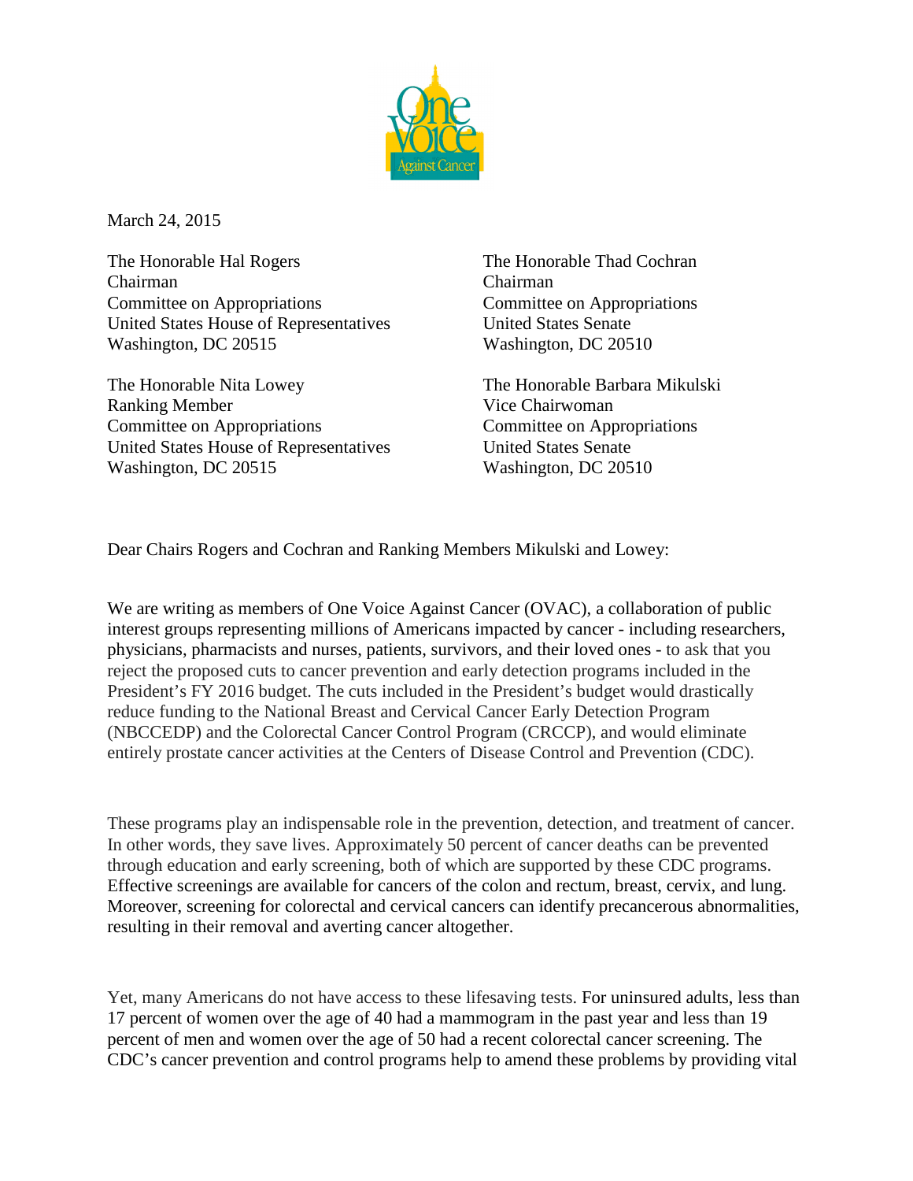March 24, 2015

The Honorable Hal Rogers
Chairman
Committee on Appropriations
United States House of Representatives
Washington, DC 20515

The Honorable Thad Cochran
Chairman
Committee on Appropriations
United States Senate
Washington, DC 20510

The Honorable Nita Lowey
Ranking Member
Committee on Appropriations
United States House of Representatives
Washington, DC 20515

The Honorable Barbara Mikulski
Vice Chairwoman
Committee on Appropriations
United States Senate
Washington, DC 20510

Dear Chairs Rogers and Cochran and Ranking Members Mikulski and Lowey:

We are writing as members of One Voice Against Cancer (OVAC), a collaboration of public interest groups representing millions of Americans impacted by cancer - including researchers, physicians, pharmacists and nurses, patients, survivors, and their loved ones - to ask that you reject the proposed cuts to cancer prevention and early detection programs included in the President's FY 2016 budget. The cuts included in the President's budget would drastically reduce funding to the National Breast and Cervical Cancer Early Detection Program (NBCCEDP) and the Colorectal Cancer Control Program (CRCCP), and would eliminate entirely prostate cancer activities at the Centers of Disease Control and Prevention (CDC).

These programs play an indispensable role in the prevention, detection, and treatment of cancer. In other words, they save lives. Approximately 50 percent of cancer deaths can be prevented through education and early screening, both of which are supported by these CDC programs. Effective screenings are available for cancers of the colon and rectum, breast, cervix, and lung. Moreover, screening for colorectal and cervical cancers can identify precancerous abnormalities, resulting in their removal and averting cancer altogether.

Yet, many Americans do not have access to these lifesaving tests. For uninsured adults, less than 17 percent of women over the age of 40 had a mammogram in the past year and less than 19 percent of men and women over the age of 50 had a recent colorectal cancer screening. The CDC's cancer prevention and control programs help to amend these problems by providing vital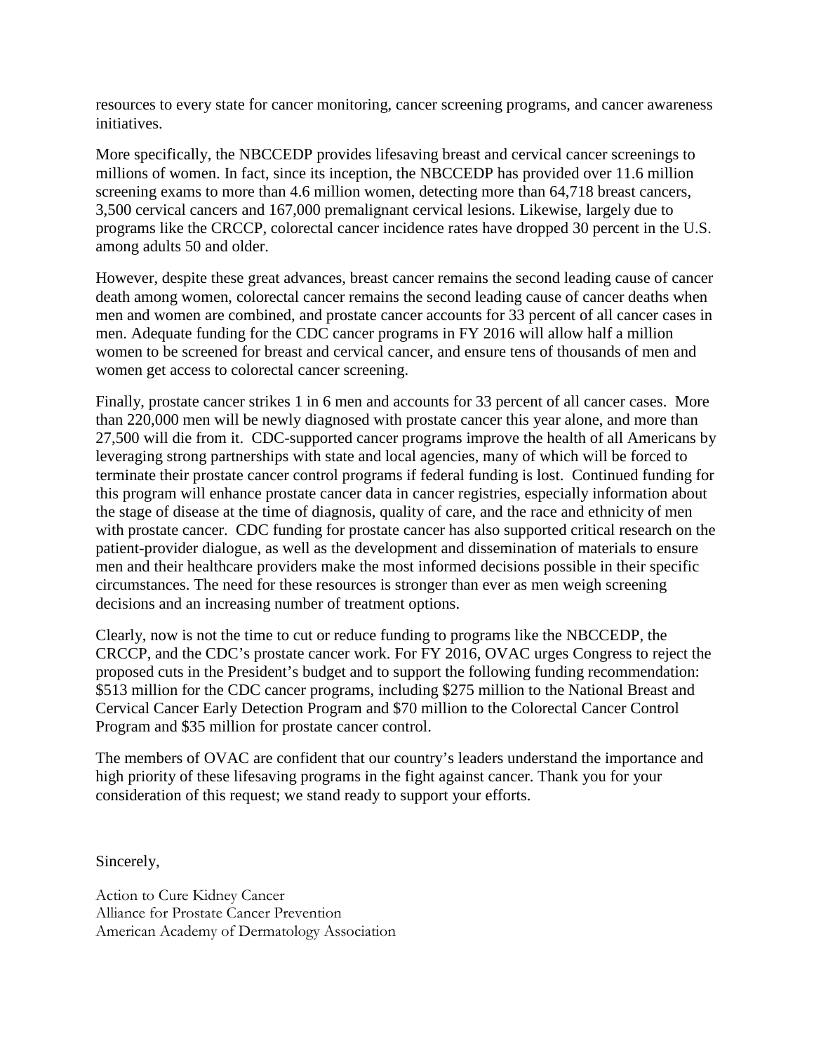resources to every state for cancer monitoring, cancer screening programs, and cancer awareness initiatives.

More specifically, the NBCCEDP provides lifesaving breast and cervical cancer screenings to millions of women. In fact, since its inception, the NBCCEDP has provided over 11.6 million screening exams to more than 4.6 million women, detecting more than 64,718 breast cancers, 3,500 cervical cancers and 167,000 premalignant cervical lesions. Likewise, largely due to programs like the CRCCP, colorectal cancer incidence rates have dropped 30 percent in the U.S. among adults 50 and older.

However, despite these great advances, breast cancer remains the second leading cause of cancer death among women, colorectal cancer remains the second leading cause of cancer deaths when men and women are combined, and prostate cancer accounts for 33 percent of all cancer cases in men. Adequate funding for the CDC cancer programs in FY 2016 will allow half a million women to be screened for breast and cervical cancer, and ensure tens of thousands of men and women get access to colorectal cancer screening.

Finally, prostate cancer strikes 1 in 6 men and accounts for 33 percent of all cancer cases. More than 220,000 men will be newly diagnosed with prostate cancer this year alone, and more than 27,500 will die from it. CDC-supported cancer programs improve the health of all Americans by leveraging strong partnerships with state and local agencies, many of which will be forced to terminate their prostate cancer control programs if federal funding is lost. Continued funding for this program will enhance prostate cancer data in cancer registries, especially information about the stage of disease at the time of diagnosis, quality of care, and the race and ethnicity of men with prostate cancer. CDC funding for prostate cancer has also supported critical research on the patient-provider dialogue, as well as the development and dissemination of materials to ensure men and their healthcare providers make the most informed decisions possible in their specific circumstances. The need for these resources is stronger than ever as men weigh screening decisions and an increasing number of treatment options.

Clearly, now is not the time to cut or reduce funding to programs like the NBCCEDP, the CRCCP, and the CDC's prostate cancer work. For FY 2016, OVAC urges Congress to reject the proposed cuts in the President's budget and to support the following funding recommendation: $513 million for the CDC cancer programs, including $275 million to the National Breast and Cervical Cancer Early Detection Program and $70 million to the Colorectal Cancer Control Program and $35 million for prostate cancer control.

The members of OVAC are confident that our country's leaders understand the importance and high priority of these lifesaving programs in the fight against cancer. Thank you for your consideration of this request; we stand ready to support your efforts.

Sincerely,

Action to Cure Kidney Cancer
Alliance for Prostate Cancer Prevention
American Academy of Dermatology Association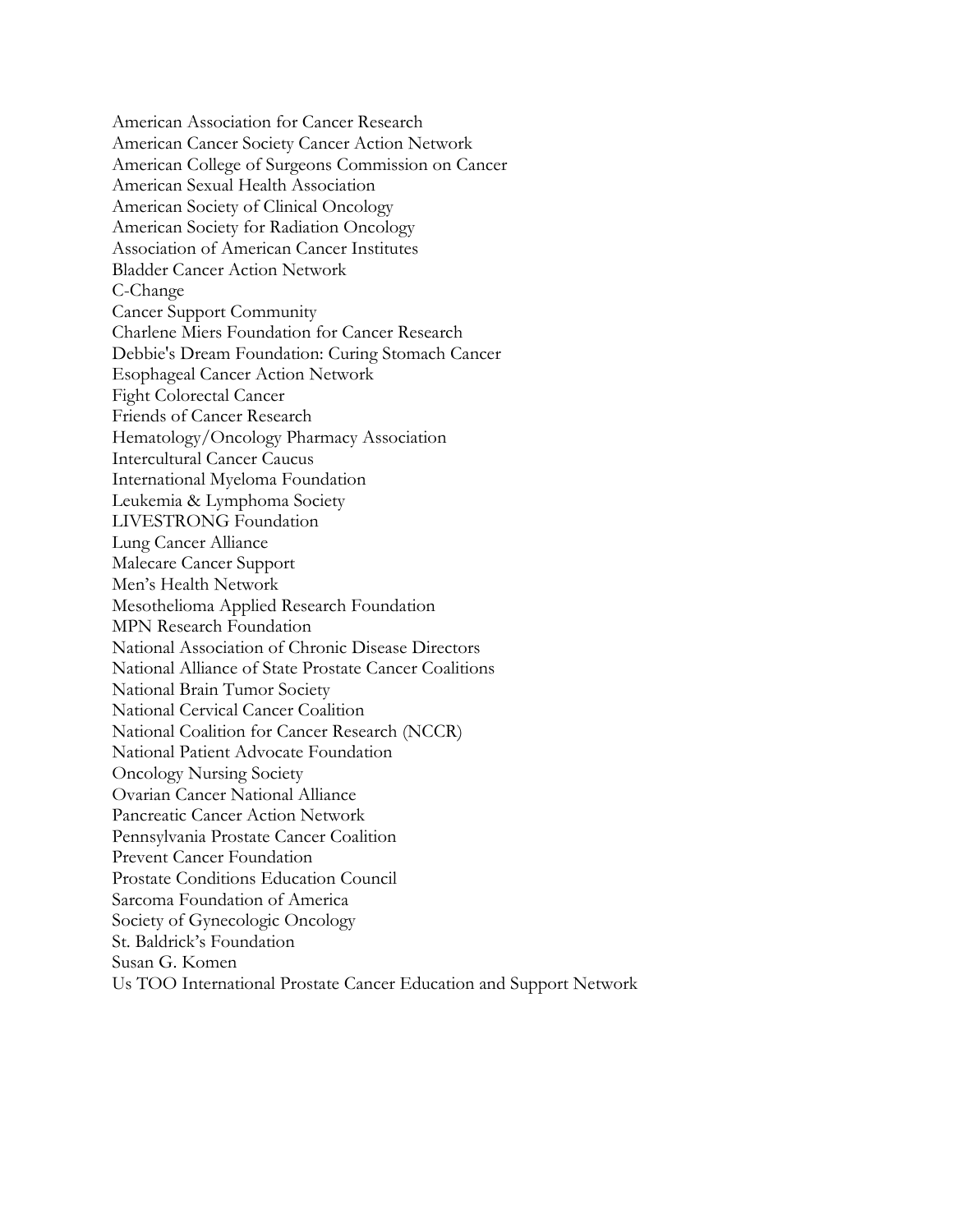American Association for Cancer Research
American Cancer Society Cancer Action Network
American College of Surgeons Commission on Cancer
American Sexual Health Association
American Society of Clinical Oncology
American Society for Radiation Oncology
Association of American Cancer Institutes
Bladder Cancer Action Network
C-Change
Cancer Support Community
Charlene Miers Foundation for Cancer Research
Debbie's Dream Foundation: Curing Stomach Cancer
Esophageal Cancer Action Network
Fight Colorectal Cancer
Friends of Cancer Research
Hematology/Oncology Pharmacy Association
Intercultural Cancer Caucus
International Myeloma Foundation
Leukemia & Lymphoma Society
LIVESTRONG Foundation
Lung Cancer Alliance
Malecare Cancer Support
Men's Health Network
Mesothelioma Applied Research Foundation
MPN Research Foundation
National Association of Chronic Disease Directors
National Alliance of State Prostate Cancer Coalitions
National Brain Tumor Society
National Cervical Cancer Coalition
National Coalition for Cancer Research (NCCR)
National Patient Advocate Foundation
Oncology Nursing Society
Ovarian Cancer National Alliance
Pancreatic Cancer Action Network
Pennsylvania Prostate Cancer Coalition
Prevent Cancer Foundation
Prostate Conditions Education Council
Sarcoma Foundation of America
Society of Gynecologic Oncology
St. Baldrick's Foundation
Susan G. Komen
Us TOO International Prostate Cancer Education and Support Network